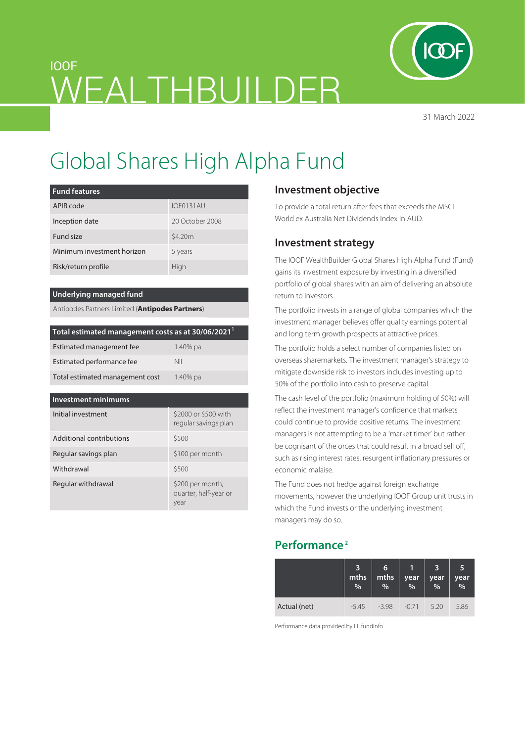IOOF

# WEALTHBUILDER

31 March 2022

# Global Shares High Alpha Fund

| Fund features | |
|---|---|
| APIR code | IOF0131AU |
| Inception date | 20 October 2008 |
| Fund size | $4.20m |
| Minimum investment horizon | 5 years |
| Risk/return profile | High |

| Underlying managed fund |
|---|
| Antipodes Partners Limited (**Antipodes Partners**) |

| Total estimated management costs as at 30/06/2021[1] | |
|---|---|
| Estimated management fee | 1.40% pa |
| Estimated performance fee | Nil |
| Total estimated management cost | 1.40% pa |

| Investment minimums | |
|---|---|
| Initial investment | $2000 or $500 with regular savings plan |
| Additional contributions | $500 |
| Regular savings plan | $100 per month |
| Withdrawal | $500 |
| Regular withdrawal | $200 per month, quarter, half-year or year |

## Investment objective

To provide a total return after fees that exceeds the MSCI World ex Australia Net Dividends Index in AUD.

## Investment strategy

The IOOF WealthBuilder Global Shares High Alpha Fund (Fund) gains its investment exposure by investing in a diversified portfolio of global shares with an aim of delivering an absolute return to investors.

The portfolio invests in a range of global companies which the investment manager believes offer quality earnings potential and long term growth prospects at attractive prices.

The portfolio holds a select number of companies listed on overseas sharemarkets. The investment manager's strategy to mitigate downside risk to investors includes investing up to 50% of the portfolio into cash to preserve capital.

The cash level of the portfolio (maximum holding of 50%) will reflect the investment manager's confidence that markets could continue to provide positive returns. The investment managers is not attempting to be a 'market timer' but rather be cognisant of the orces that could result in a broad sell off, such as rising interest rates, resurgent inflationary pressures or economic malaise.

The Fund does not hedge against foreign exchange movements, however the underlying IOOF Group unit trusts in which the Fund invests or the underlying investment managers may do so.

## Performance[2]

| | 3 mths % | 6 mths % | 1 year % | 3 year % | 5 year % |
|---|---|---|---|---|---|
| Actual (net) | -5.45 | -3.98 | -0.71 | 5.20 | 5.86 |

Performance data provided by FE fundinfo.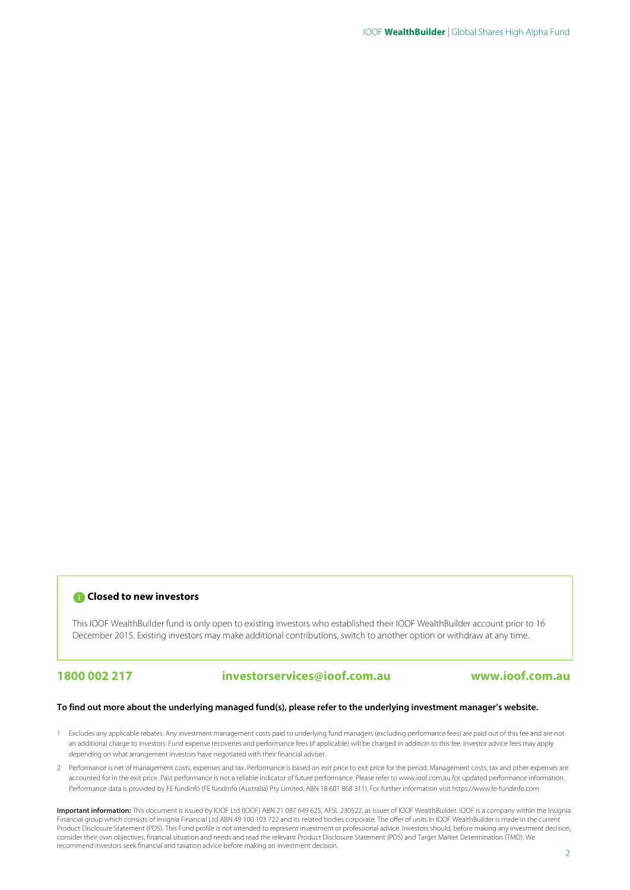**Closed to new investors**

This IOOF WealthBuilder fund is only open to existing investors who established their IOOF WealthBuilder account prior to 16 December 2015. Existing investors may make additional contributions, switch to another option or withdraw at any time.

**1800 002 217** **investorservices@ioof.com.au** **www.ioof.com.au**

**To find out more about the underlying managed fund(s), please refer to the underlying investment manager's website.**

1 Excludes any applicable rebates. Any investment management costs paid to underlying fund managers (excluding performance fees) are paid out of this fee and are not an additional charge to investors. Fund expense recoveries and performance fees (if applicable) will be charged in addition to this fee. Investor advice fees may apply depending on what arrangement investors have negotiated with their financial adviser.

2 Performance is net of management costs, expenses and tax. Performance is based on exit price to exit price for the period. Management costs, tax and other expenses are accounted for in the exit price. Past performance is not a reliable indicator of future performance. Please refer to www.ioof.com.au for updated performance information. Performance data is provided by FE fundinfo (FE fundinfo (Australia) Pty Limited, ABN 18 601 868 311). For further information visit https://www.fe-fundinfo.com

**Important information:** This document is issued by IOOF Ltd (IOOF) ABN 21 087 649 625, AFSL 230522, as Issuer of IOOF WealthBuilder. IOOF is a company within the Insignia Financial group which consists of Insignia Financial Ltd ABN 49 100 103 722 and its related bodies corporate. The offer of units in IOOF WealthBuilder is made in the current Product Disclosure Statement (PDS). This Fund profile is not intended to represent investment or professional advice. Investors should, before making any investment decision, consider their own objectives, financial situation and needs and read the relevant Product Disclosure Statement (PDS) and Target Market Determination (TMD). We recommend investors seek financial and taxation advice before making an investment decision.